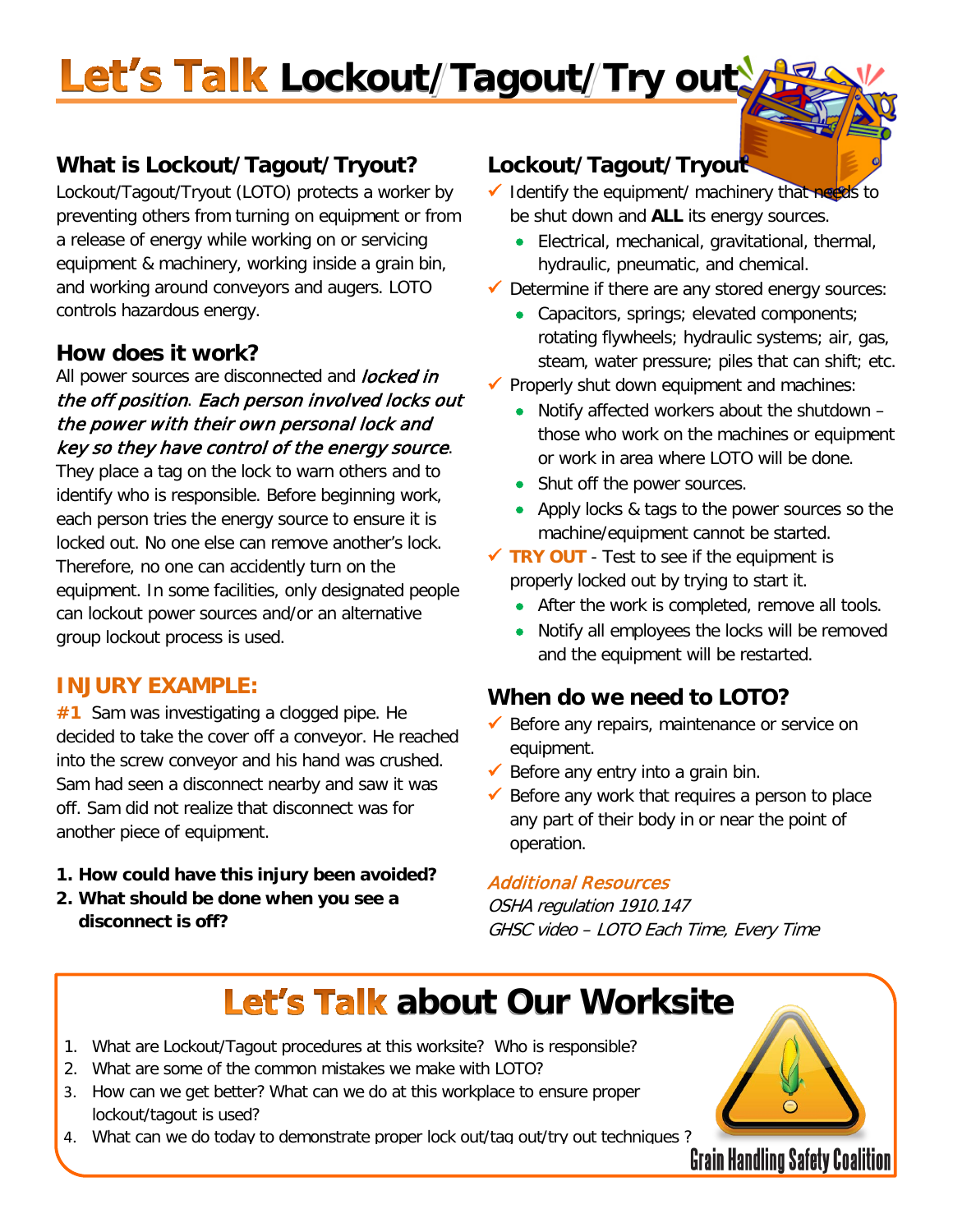# Let's Talk Lockout/Tagout/Try out

## What is Lockout/Tagout/Tryout?

Lockout/Tagout/Tryout (LOTO) protects a worker by preventing others from turning on equipment or from a release of energy while working on or servicing equipment & machinery, working inside a grain bin, and working around conveyors and augers. LOTO controls hazardous energy.

## How does it work?

All power sources are disconnected and *locked in the off position*. *Each person involved locks out the power with their own personal lock and key so they have control of the energy source*. They place a tag on the lock to warn others and to identify who is responsible. Before beginning work, each person tries the energy source to ensure it is locked out. No one else can remove another's lock. Therefore, no one can accidently turn on the equipment. In some facilities, only designated people can lockout power sources and/or an alternative group lockout process is used.

## INJURY EXAMPLE:

**#1** Sam was investigating a clogged pipe. He decided to take the cover off a conveyor. He reached into the screw conveyor and his hand was crushed. Sam had seen a disconnect nearby and saw it was off. Sam did not realize that disconnect was for another piece of equipment.

1. **How could have this injury been avoided?**
2. **What should be done when you see a disconnect is off?**

## Lockout/Tagout/Tryout

- ✓ Identify the equipment/ machinery that needs to be shut down and **ALL** its energy sources.
  - Electrical, mechanical, gravitational, thermal, hydraulic, pneumatic, and chemical.
- ✓ Determine if there are any stored energy sources:
  - Capacitors, springs; elevated components; rotating flywheels; hydraulic systems; air, gas, steam, water pressure; piles that can shift; etc.
- ✓ Properly shut down equipment and machines:
  - Notify affected workers about the shutdown – those who work on the machines or equipment or work in area where LOTO will be done.
  - Shut off the power sources.
  - Apply locks & tags to the power sources so the machine/equipment cannot be started.
- ✓ **TRY OUT** - Test to see if the equipment is properly locked out by trying to start it.
  - After the work is completed, remove all tools.
  - Notify all employees the locks will be removed and the equipment will be restarted.

## When do we need to LOTO?

- ✓ Before any repairs, maintenance or service on equipment.
- ✓ Before any entry into a grain bin.
- ✓ Before any work that requires a person to place any part of their body in or near the point of operation.

*Additional Resources*

*OSHA regulation 1910.147*
*GHSC video – LOTO Each Time, Every Time*

## Let's Talk about Our Worksite

1. What are Lockout/Tagout procedures at this worksite? Who is responsible?
2. What are some of the common mistakes we make with LOTO?
3. How can we get better? What can we do at this workplace to ensure proper lockout/tagout is used?
4. What can we do today to demonstrate proper lock out/tag out/try out techniques ?

Grain Handling Safety Coalition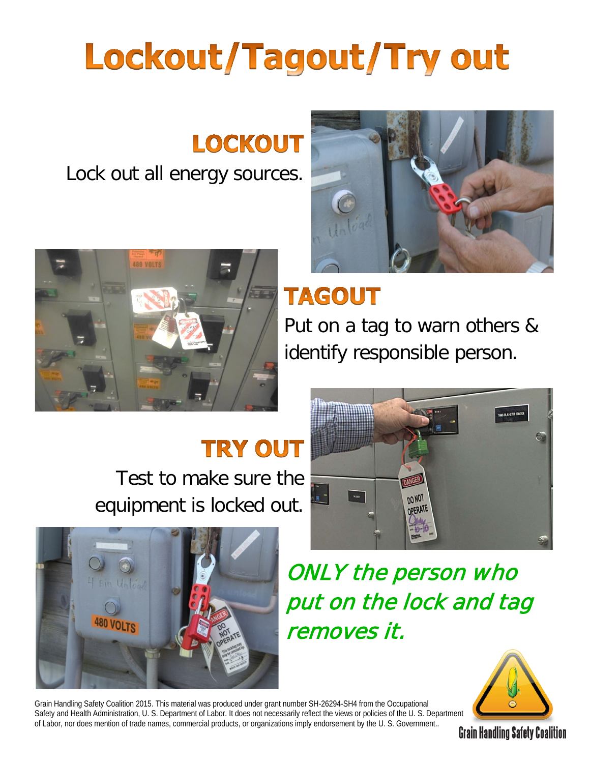# Lockout/Tagout/Try out

## LOCKOUT

Lock out all energy sources.

## TAGOUT

Put on a tag to warn others & identify responsible person.

## TRY OUT

Test to make sure the equipment is locked out.

*ONLY the person who put on the lock and tag removes it.*

Grain Handling Safety Coalition 2015. This material was produced under grant number SH-26294-SH4 from the Occupational Safety and Health Administration, U. S. Department of Labor. It does not necessarily reflect the views or policies of the U. S. Department of Labor, nor does mention of trade names, commercial products, or organizations imply endorsement by the U. S. Government..

Grain Handling Safety Coalition